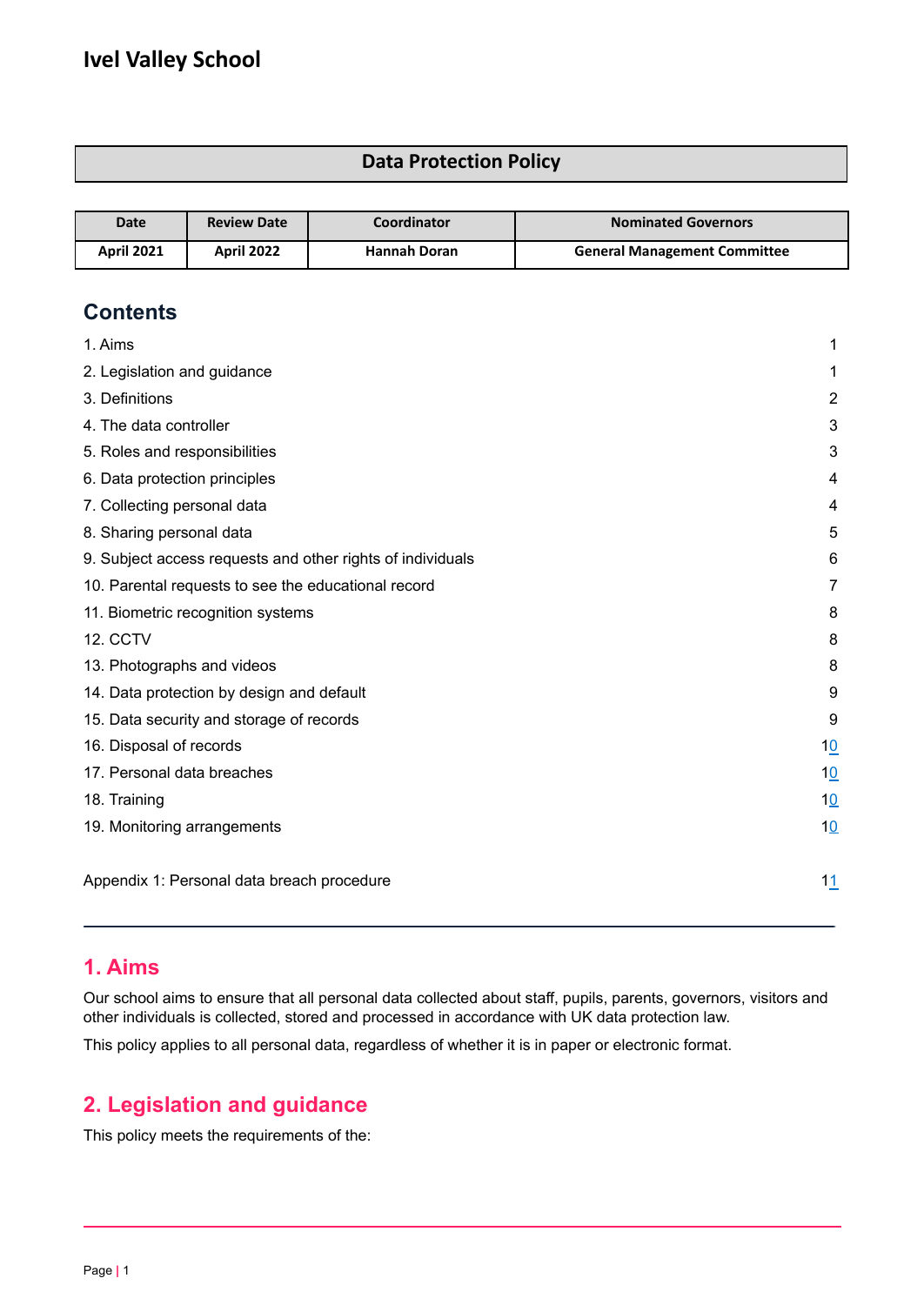# Ivel Valley School

## Data Protection Policy

| Date | Review Date | Coordinator | Nominated Governors |
|---|---|---|---|
| April 2021 | April 2022 | Hannah Doran | General Management Committee |

## Contents

1. Aims 1
2. Legislation and guidance 1
3. Definitions 2
4. The data controller 3
5. Roles and responsibilities 3
6. Data protection principles 4
7. Collecting personal data 4
8. Sharing personal data 5
9. Subject access requests and other rights of individuals 6
10. Parental requests to see the educational record 7
11. Biometric recognition systems 8
12. CCTV 8
13. Photographs and videos 8
14. Data protection by design and default 9
15. Data security and storage of records 9
16. Disposal of records 10
17. Personal data breaches 10
18. Training 10
19. Monitoring arrangements 10

Appendix 1: Personal data breach procedure 11

## 1. Aims

Our school aims to ensure that all personal data collected about staff, pupils, parents, governors, visitors and other individuals is collected, stored and processed in accordance with UK data protection law.

This policy applies to all personal data, regardless of whether it is in paper or electronic format.

## 2. Legislation and guidance

This policy meets the requirements of the: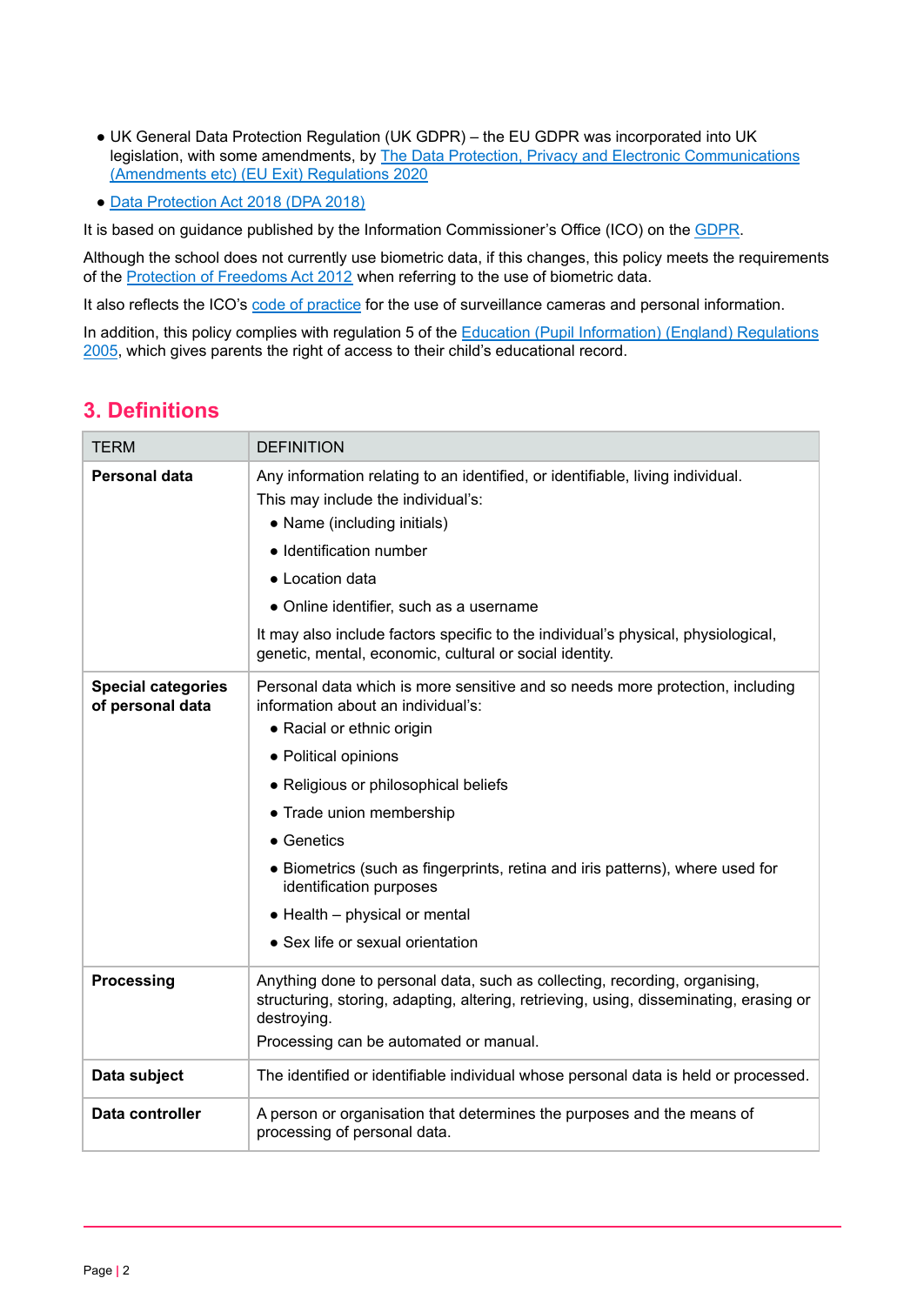- UK General Data Protection Regulation (UK GDPR) – the EU GDPR was incorporated into UK legislation, with some amendments, by The Data Protection, Privacy and Electronic Communications (Amendments etc) (EU Exit) Regulations 2020
- Data Protection Act 2018 (DPA 2018)

It is based on guidance published by the Information Commissioner's Office (ICO) on the GDPR.

Although the school does not currently use biometric data, if this changes, this policy meets the requirements of the Protection of Freedoms Act 2012 when referring to the use of biometric data.

It also reflects the ICO's code of practice for the use of surveillance cameras and personal information.

In addition, this policy complies with regulation 5 of the Education (Pupil Information) (England) Regulations 2005, which gives parents the right of access to their child's educational record.

## 3. Definitions

| TERM | DEFINITION |
|---|---|
| **Personal data** | Any information relating to an identified, or identifiable, living individual.<br>This may include the individual's:<br>• Name (including initials)<br>• Identification number<br>• Location data<br>• Online identifier, such as a username<br>It may also include factors specific to the individual's physical, physiological, genetic, mental, economic, cultural or social identity. |
| **Special categories of personal data** | Personal data which is more sensitive and so needs more protection, including information about an individual's:<br>• Racial or ethnic origin<br>• Political opinions<br>• Religious or philosophical beliefs<br>• Trade union membership<br>• Genetics<br>• Biometrics (such as fingerprints, retina and iris patterns), where used for identification purposes<br>• Health – physical or mental<br>• Sex life or sexual orientation |
| **Processing** | Anything done to personal data, such as collecting, recording, organising, structuring, storing, adapting, altering, retrieving, using, disseminating, erasing or destroying.<br>Processing can be automated or manual. |
| **Data subject** | The identified or identifiable individual whose personal data is held or processed. |
| **Data controller** | A person or organisation that determines the purposes and the means of processing of personal data. |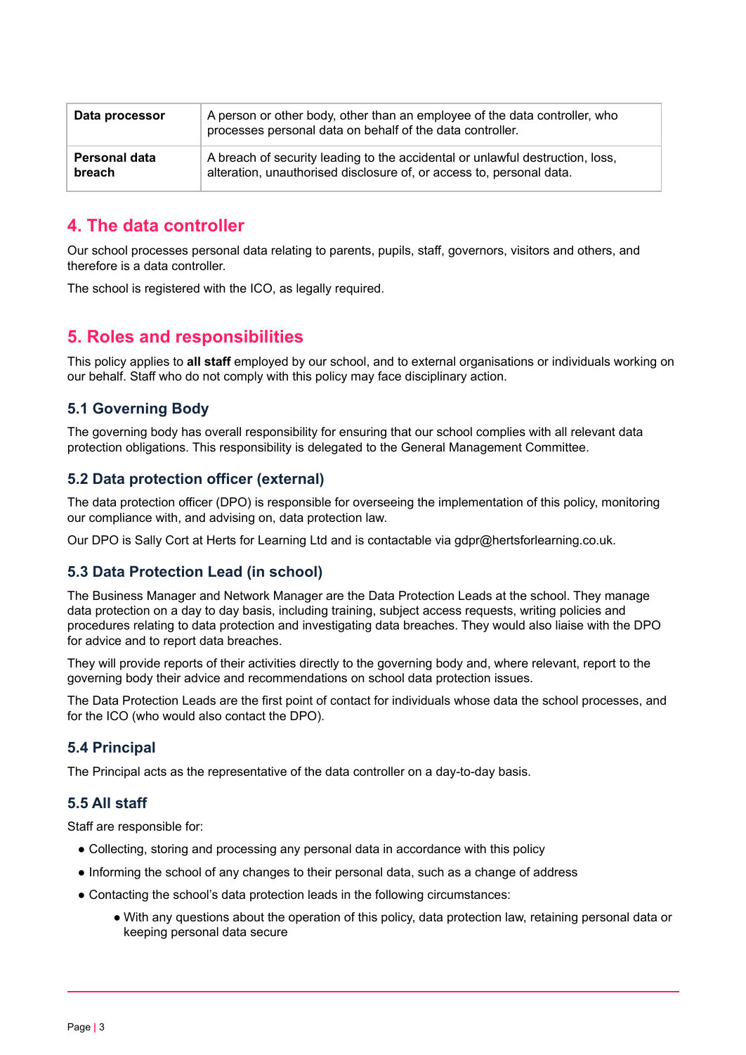| | |
|---|---|
| **Data processor** | A person or other body, other than an employee of the data controller, who processes personal data on behalf of the data controller. |
| **Personal data breach** | A breach of security leading to the accidental or unlawful destruction, loss, alteration, unauthorised disclosure of, or access to, personal data. |

## 4. The data controller

Our school processes personal data relating to parents, pupils, staff, governors, visitors and others, and therefore is a data controller.

The school is registered with the ICO, as legally required.

## 5. Roles and responsibilities

This policy applies to **all staff** employed by our school, and to external organisations or individuals working on our behalf. Staff who do not comply with this policy may face disciplinary action.

### 5.1 Governing Body

The governing body has overall responsibility for ensuring that our school complies with all relevant data protection obligations. This responsibility is delegated to the General Management Committee.

### 5.2 Data protection officer (external)

The data protection officer (DPO) is responsible for overseeing the implementation of this policy, monitoring our compliance with, and advising on, data protection law.

Our DPO is Sally Cort at Herts for Learning Ltd and is contactable via gdpr@hertsforlearning.co.uk.

### 5.3 Data Protection Lead (in school)

The Business Manager and Network Manager are the Data Protection Leads at the school. They manage data protection on a day to day basis, including training, subject access requests, writing policies and procedures relating to data protection and investigating data breaches. They would also liaise with the DPO for advice and to report data breaches.

They will provide reports of their activities directly to the governing body and, where relevant, report to the governing body their advice and recommendations on school data protection issues.

The Data Protection Leads are the first point of contact for individuals whose data the school processes, and for the ICO (who would also contact the DPO).

### 5.4 Principal

The Principal acts as the representative of the data controller on a day-to-day basis.

### 5.5 All staff

Staff are responsible for:

- Collecting, storing and processing any personal data in accordance with this policy
- Informing the school of any changes to their personal data, such as a change of address
- Contacting the school's data protection leads in the following circumstances:
    - With any questions about the operation of this policy, data protection law, retaining personal data or keeping personal data secure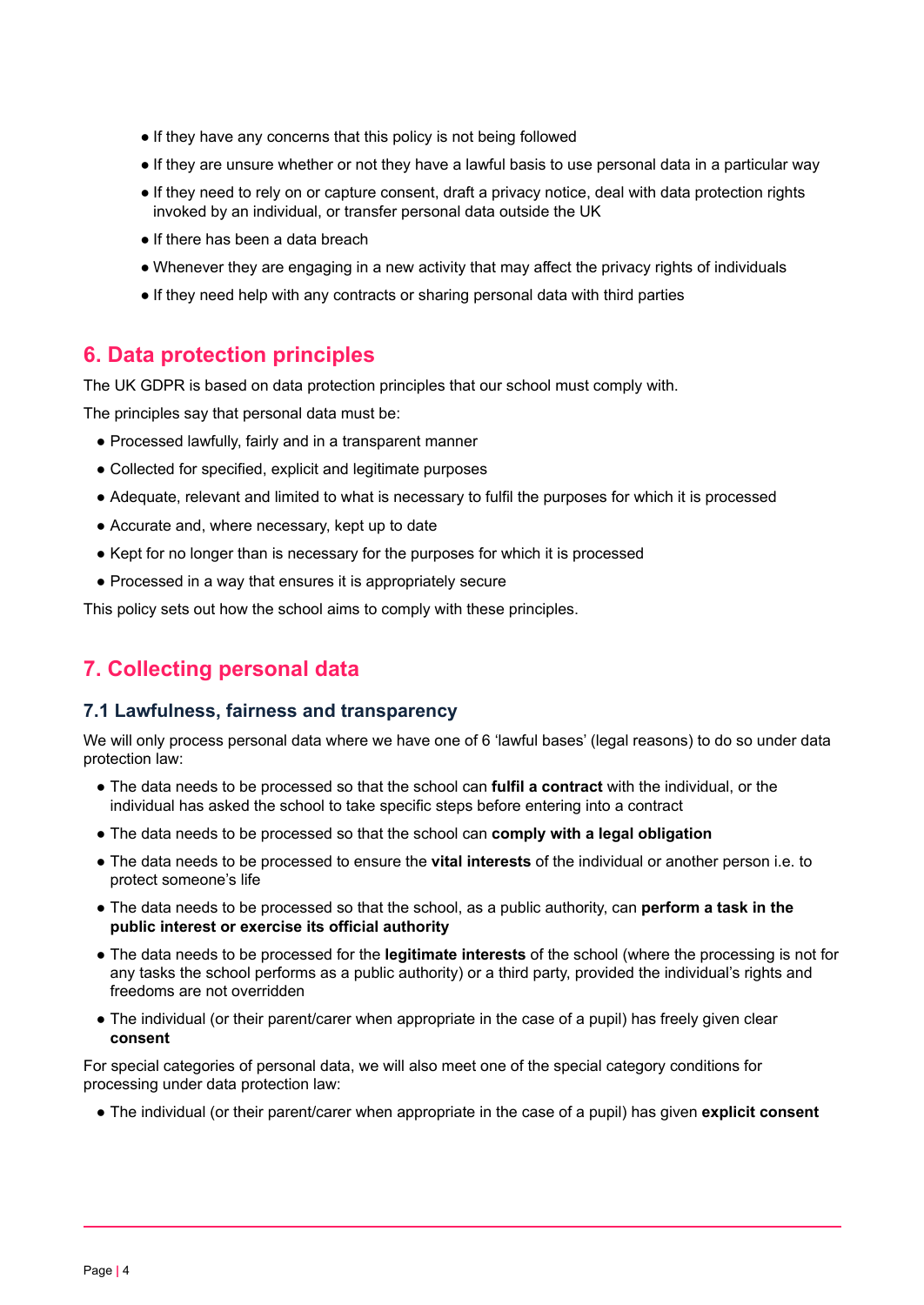- If they have any concerns that this policy is not being followed
- If they are unsure whether or not they have a lawful basis to use personal data in a particular way
- If they need to rely on or capture consent, draft a privacy notice, deal with data protection rights invoked by an individual, or transfer personal data outside the UK
- If there has been a data breach
- Whenever they are engaging in a new activity that may affect the privacy rights of individuals
- If they need help with any contracts or sharing personal data with third parties

## 6. Data protection principles

The UK GDPR is based on data protection principles that our school must comply with.

The principles say that personal data must be:

- Processed lawfully, fairly and in a transparent manner
- Collected for specified, explicit and legitimate purposes
- Adequate, relevant and limited to what is necessary to fulfil the purposes for which it is processed
- Accurate and, where necessary, kept up to date
- Kept for no longer than is necessary for the purposes for which it is processed
- Processed in a way that ensures it is appropriately secure

This policy sets out how the school aims to comply with these principles.

## 7. Collecting personal data

### 7.1 Lawfulness, fairness and transparency

We will only process personal data where we have one of 6 'lawful bases' (legal reasons) to do so under data protection law:

- The data needs to be processed so that the school can **fulfil a contract** with the individual, or the individual has asked the school to take specific steps before entering into a contract
- The data needs to be processed so that the school can **comply with a legal obligation**
- The data needs to be processed to ensure the **vital interests** of the individual or another person i.e. to protect someone's life
- The data needs to be processed so that the school, as a public authority, can **perform a task in the public interest or exercise its official authority**
- The data needs to be processed for the **legitimate interests** of the school (where the processing is not for any tasks the school performs as a public authority) or a third party, provided the individual's rights and freedoms are not overridden
- The individual (or their parent/carer when appropriate in the case of a pupil) has freely given clear **consent**

For special categories of personal data, we will also meet one of the special category conditions for processing under data protection law:

- The individual (or their parent/carer when appropriate in the case of a pupil) has given **explicit consent**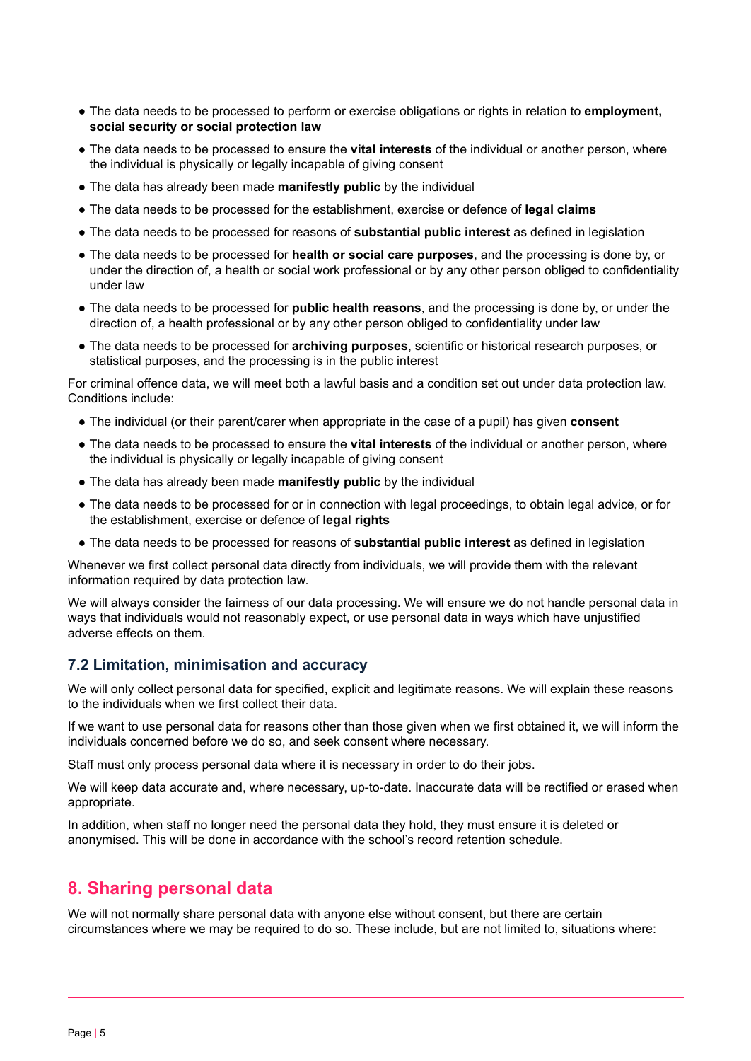- The data needs to be processed to perform or exercise obligations or rights in relation to **employment, social security or social protection law**
- The data needs to be processed to ensure the **vital interests** of the individual or another person, where the individual is physically or legally incapable of giving consent
- The data has already been made **manifestly public** by the individual
- The data needs to be processed for the establishment, exercise or defence of **legal claims**
- The data needs to be processed for reasons of **substantial public interest** as defined in legislation
- The data needs to be processed for **health or social care purposes**, and the processing is done by, or under the direction of, a health or social work professional or by any other person obliged to confidentiality under law
- The data needs to be processed for **public health reasons**, and the processing is done by, or under the direction of, a health professional or by any other person obliged to confidentiality under law
- The data needs to be processed for **archiving purposes**, scientific or historical research purposes, or statistical purposes, and the processing is in the public interest

For criminal offence data, we will meet both a lawful basis and a condition set out under data protection law. Conditions include:

- The individual (or their parent/carer when appropriate in the case of a pupil) has given **consent**
- The data needs to be processed to ensure the **vital interests** of the individual or another person, where the individual is physically or legally incapable of giving consent
- The data has already been made **manifestly public** by the individual
- The data needs to be processed for or in connection with legal proceedings, to obtain legal advice, or for the establishment, exercise or defence of **legal rights**
- The data needs to be processed for reasons of **substantial public interest** as defined in legislation

Whenever we first collect personal data directly from individuals, we will provide them with the relevant information required by data protection law.

We will always consider the fairness of our data processing. We will ensure we do not handle personal data in ways that individuals would not reasonably expect, or use personal data in ways which have unjustified adverse effects on them.

### 7.2 Limitation, minimisation and accuracy

We will only collect personal data for specified, explicit and legitimate reasons. We will explain these reasons to the individuals when we first collect their data.

If we want to use personal data for reasons other than those given when we first obtained it, we will inform the individuals concerned before we do so, and seek consent where necessary.

Staff must only process personal data where it is necessary in order to do their jobs.

We will keep data accurate and, where necessary, up-to-date. Inaccurate data will be rectified or erased when appropriate.

In addition, when staff no longer need the personal data they hold, they must ensure it is deleted or anonymised. This will be done in accordance with the school's record retention schedule.

## 8. Sharing personal data

We will not normally share personal data with anyone else without consent, but there are certain circumstances where we may be required to do so. These include, but are not limited to, situations where: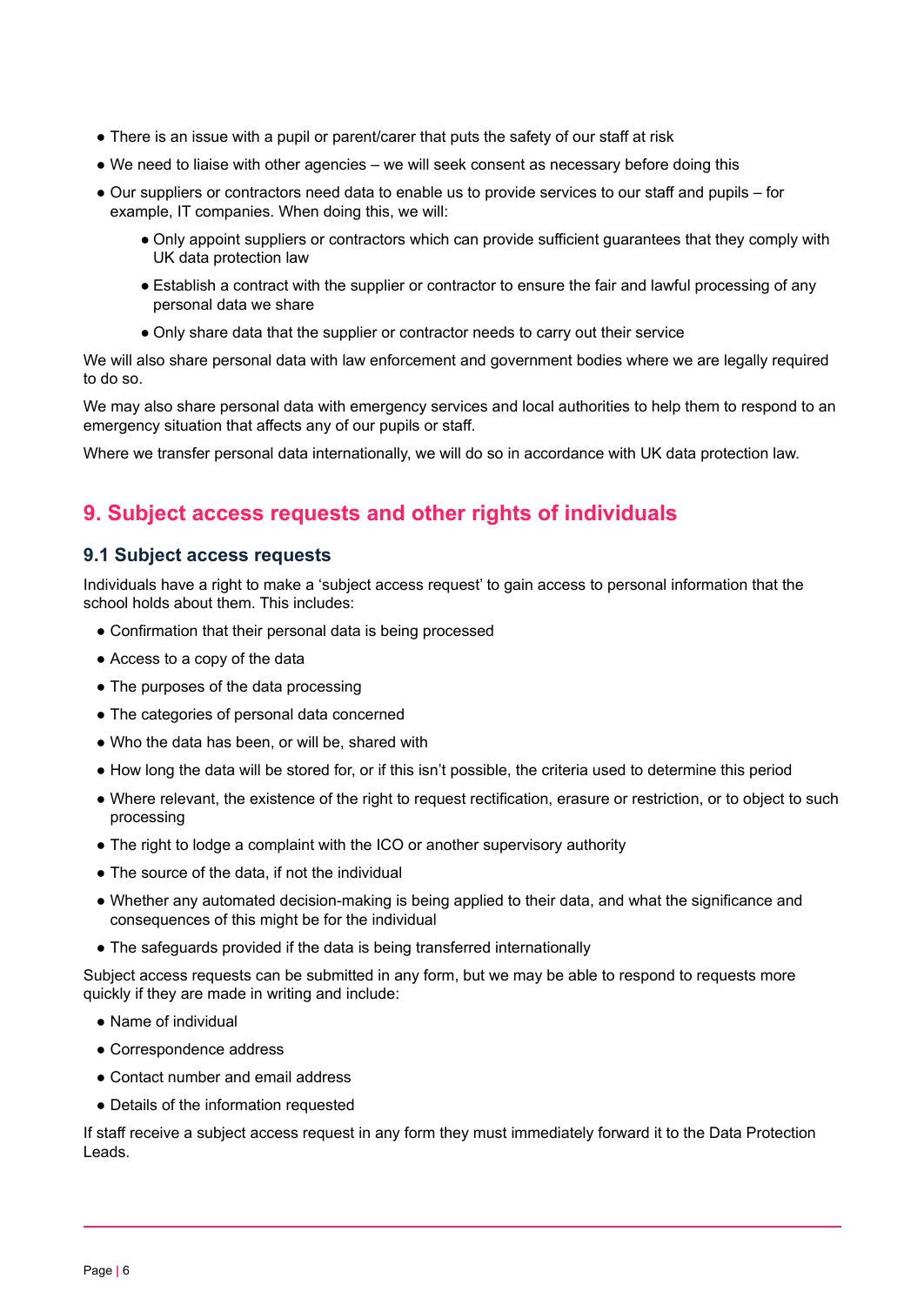- There is an issue with a pupil or parent/carer that puts the safety of our staff at risk
- We need to liaise with other agencies – we will seek consent as necessary before doing this
- Our suppliers or contractors need data to enable us to provide services to our staff and pupils – for example, IT companies. When doing this, we will:
    - Only appoint suppliers or contractors which can provide sufficient guarantees that they comply with UK data protection law
    - Establish a contract with the supplier or contractor to ensure the fair and lawful processing of any personal data we share
    - Only share data that the supplier or contractor needs to carry out their service

We will also share personal data with law enforcement and government bodies where we are legally required to do so.

We may also share personal data with emergency services and local authorities to help them to respond to an emergency situation that affects any of our pupils or staff.

Where we transfer personal data internationally, we will do so in accordance with UK data protection law.

## 9. Subject access requests and other rights of individuals

### 9.1 Subject access requests

Individuals have a right to make a 'subject access request' to gain access to personal information that the school holds about them. This includes:

- Confirmation that their personal data is being processed
- Access to a copy of the data
- The purposes of the data processing
- The categories of personal data concerned
- Who the data has been, or will be, shared with
- How long the data will be stored for, or if this isn't possible, the criteria used to determine this period
- Where relevant, the existence of the right to request rectification, erasure or restriction, or to object to such processing
- The right to lodge a complaint with the ICO or another supervisory authority
- The source of the data, if not the individual
- Whether any automated decision-making is being applied to their data, and what the significance and consequences of this might be for the individual
- The safeguards provided if the data is being transferred internationally

Subject access requests can be submitted in any form, but we may be able to respond to requests more quickly if they are made in writing and include:

- Name of individual
- Correspondence address
- Contact number and email address
- Details of the information requested

If staff receive a subject access request in any form they must immediately forward it to the Data Protection Leads.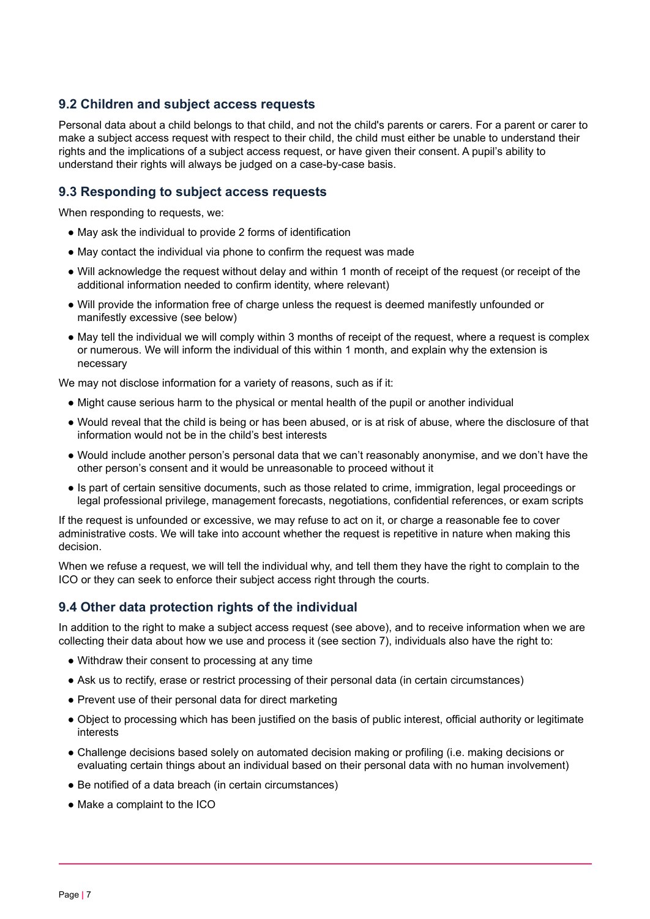### 9.2 Children and subject access requests

Personal data about a child belongs to that child, and not the child's parents or carers. For a parent or carer to make a subject access request with respect to their child, the child must either be unable to understand their rights and the implications of a subject access request, or have given their consent. A pupil's ability to understand their rights will always be judged on a case-by-case basis.

### 9.3 Responding to subject access requests

When responding to requests, we:

- May ask the individual to provide 2 forms of identification
- May contact the individual via phone to confirm the request was made
- Will acknowledge the request without delay and within 1 month of receipt of the request (or receipt of the additional information needed to confirm identity, where relevant)
- Will provide the information free of charge unless the request is deemed manifestly unfounded or manifestly excessive (see below)
- May tell the individual we will comply within 3 months of receipt of the request, where a request is complex or numerous. We will inform the individual of this within 1 month, and explain why the extension is necessary

We may not disclose information for a variety of reasons, such as if it:

- Might cause serious harm to the physical or mental health of the pupil or another individual
- Would reveal that the child is being or has been abused, or is at risk of abuse, where the disclosure of that information would not be in the child's best interests
- Would include another person's personal data that we can't reasonably anonymise, and we don't have the other person's consent and it would be unreasonable to proceed without it
- Is part of certain sensitive documents, such as those related to crime, immigration, legal proceedings or legal professional privilege, management forecasts, negotiations, confidential references, or exam scripts

If the request is unfounded or excessive, we may refuse to act on it, or charge a reasonable fee to cover administrative costs. We will take into account whether the request is repetitive in nature when making this decision.

When we refuse a request, we will tell the individual why, and tell them they have the right to complain to the ICO or they can seek to enforce their subject access right through the courts.

### 9.4 Other data protection rights of the individual

In addition to the right to make a subject access request (see above), and to receive information when we are collecting their data about how we use and process it (see section 7), individuals also have the right to:

- Withdraw their consent to processing at any time
- Ask us to rectify, erase or restrict processing of their personal data (in certain circumstances)
- Prevent use of their personal data for direct marketing
- Object to processing which has been justified on the basis of public interest, official authority or legitimate interests
- Challenge decisions based solely on automated decision making or profiling (i.e. making decisions or evaluating certain things about an individual based on their personal data with no human involvement)
- Be notified of a data breach (in certain circumstances)
- Make a complaint to the ICO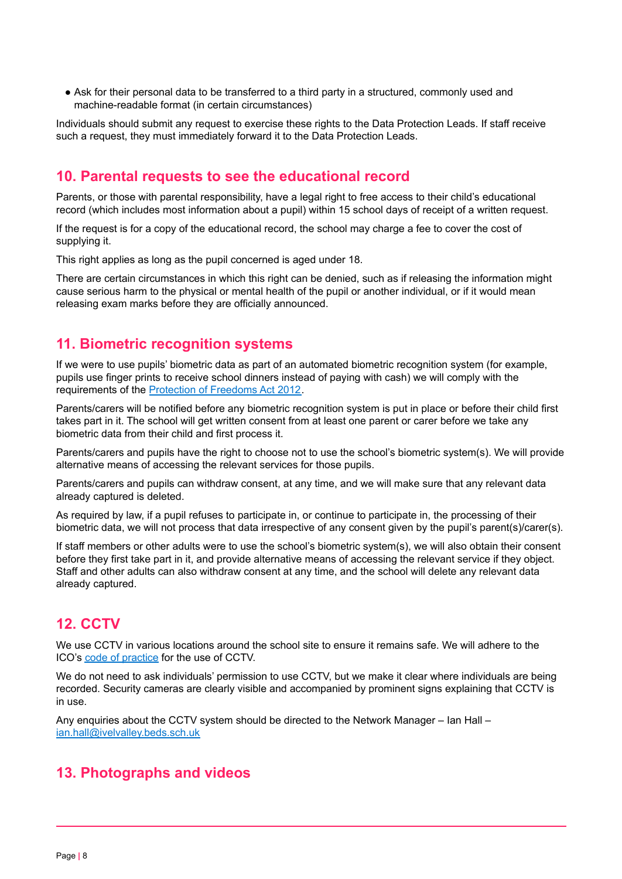- Ask for their personal data to be transferred to a third party in a structured, commonly used and machine-readable format (in certain circumstances)

Individuals should submit any request to exercise these rights to the Data Protection Leads. If staff receive such a request, they must immediately forward it to the Data Protection Leads.

## 10. Parental requests to see the educational record

Parents, or those with parental responsibility, have a legal right to free access to their child's educational record (which includes most information about a pupil) within 15 school days of receipt of a written request.

If the request is for a copy of the educational record, the school may charge a fee to cover the cost of supplying it.

This right applies as long as the pupil concerned is aged under 18.

There are certain circumstances in which this right can be denied, such as if releasing the information might cause serious harm to the physical or mental health of the pupil or another individual, or if it would mean releasing exam marks before they are officially announced.

## 11. Biometric recognition systems

If we were to use pupils' biometric data as part of an automated biometric recognition system (for example, pupils use finger prints to receive school dinners instead of paying with cash) we will comply with the requirements of the Protection of Freedoms Act 2012.

Parents/carers will be notified before any biometric recognition system is put in place or before their child first takes part in it. The school will get written consent from at least one parent or carer before we take any biometric data from their child and first process it.

Parents/carers and pupils have the right to choose not to use the school's biometric system(s). We will provide alternative means of accessing the relevant services for those pupils.

Parents/carers and pupils can withdraw consent, at any time, and we will make sure that any relevant data already captured is deleted.

As required by law, if a pupil refuses to participate in, or continue to participate in, the processing of their biometric data, we will not process that data irrespective of any consent given by the pupil's parent(s)/carer(s).

If staff members or other adults were to use the school's biometric system(s), we will also obtain their consent before they first take part in it, and provide alternative means of accessing the relevant service if they object. Staff and other adults can also withdraw consent at any time, and the school will delete any relevant data already captured.

## 12. CCTV

We use CCTV in various locations around the school site to ensure it remains safe. We will adhere to the ICO's code of practice for the use of CCTV.

We do not need to ask individuals' permission to use CCTV, but we make it clear where individuals are being recorded. Security cameras are clearly visible and accompanied by prominent signs explaining that CCTV is in use.

Any enquiries about the CCTV system should be directed to the Network Manager – Ian Hall – ian.hall@ivelvalley.beds.sch.uk

## 13. Photographs and videos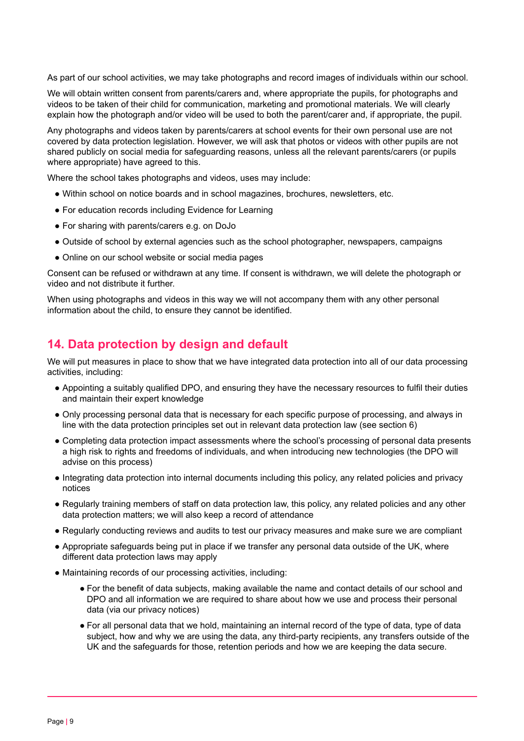As part of our school activities, we may take photographs and record images of individuals within our school.

We will obtain written consent from parents/carers and, where appropriate the pupils, for photographs and videos to be taken of their child for communication, marketing and promotional materials. We will clearly explain how the photograph and/or video will be used to both the parent/carer and, if appropriate, the pupil.

Any photographs and videos taken by parents/carers at school events for their own personal use are not covered by data protection legislation. However, we will ask that photos or videos with other pupils are not shared publicly on social media for safeguarding reasons, unless all the relevant parents/carers (or pupils where appropriate) have agreed to this.

Where the school takes photographs and videos, uses may include:

- Within school on notice boards and in school magazines, brochures, newsletters, etc.
- For education records including Evidence for Learning
- For sharing with parents/carers e.g. on DoJo
- Outside of school by external agencies such as the school photographer, newspapers, campaigns
- Online on our school website or social media pages

Consent can be refused or withdrawn at any time. If consent is withdrawn, we will delete the photograph or video and not distribute it further.

When using photographs and videos in this way we will not accompany them with any other personal information about the child, to ensure they cannot be identified.

## 14. Data protection by design and default

We will put measures in place to show that we have integrated data protection into all of our data processing activities, including:

- Appointing a suitably qualified DPO, and ensuring they have the necessary resources to fulfil their duties and maintain their expert knowledge
- Only processing personal data that is necessary for each specific purpose of processing, and always in line with the data protection principles set out in relevant data protection law (see section 6)
- Completing data protection impact assessments where the school's processing of personal data presents a high risk to rights and freedoms of individuals, and when introducing new technologies (the DPO will advise on this process)
- Integrating data protection into internal documents including this policy, any related policies and privacy notices
- Regularly training members of staff on data protection law, this policy, any related policies and any other data protection matters; we will also keep a record of attendance
- Regularly conducting reviews and audits to test our privacy measures and make sure we are compliant
- Appropriate safeguards being put in place if we transfer any personal data outside of the UK, where different data protection laws may apply
- Maintaining records of our processing activities, including:
  - For the benefit of data subjects, making available the name and contact details of our school and DPO and all information we are required to share about how we use and process their personal data (via our privacy notices)
  - For all personal data that we hold, maintaining an internal record of the type of data, type of data subject, how and why we are using the data, any third-party recipients, any transfers outside of the UK and the safeguards for those, retention periods and how we are keeping the data secure.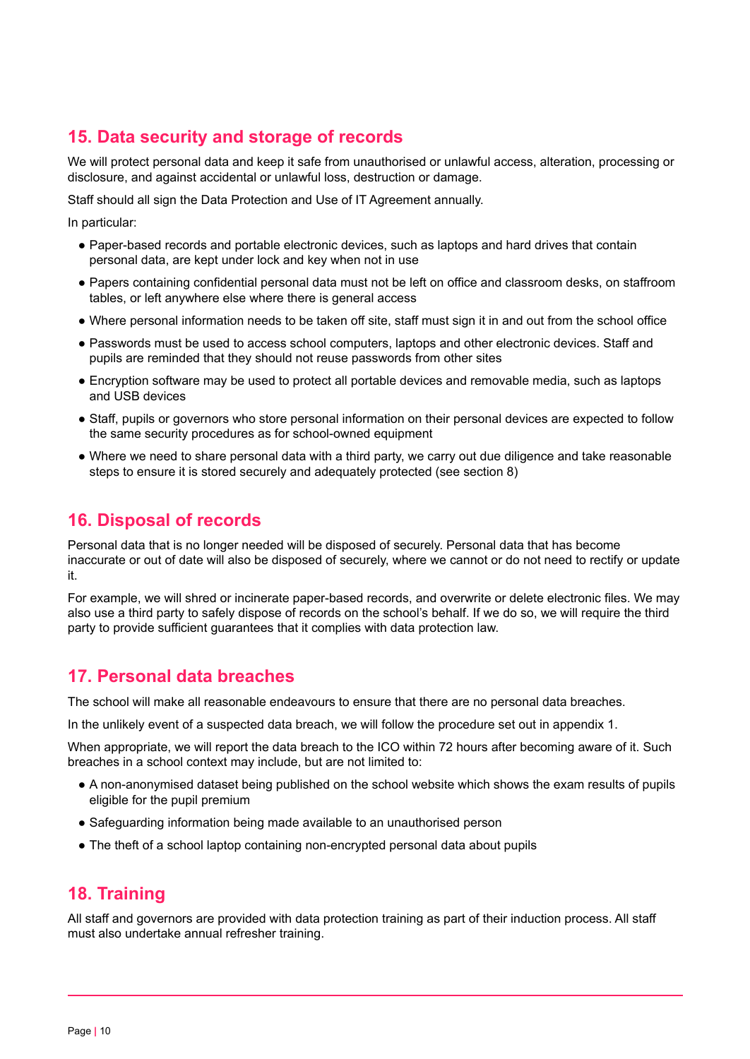## 15. Data security and storage of records

We will protect personal data and keep it safe from unauthorised or unlawful access, alteration, processing or disclosure, and against accidental or unlawful loss, destruction or damage.

Staff should all sign the Data Protection and Use of IT Agreement annually.

In particular:

- Paper-based records and portable electronic devices, such as laptops and hard drives that contain personal data, are kept under lock and key when not in use
- Papers containing confidential personal data must not be left on office and classroom desks, on staffroom tables, or left anywhere else where there is general access
- Where personal information needs to be taken off site, staff must sign it in and out from the school office
- Passwords must be used to access school computers, laptops and other electronic devices. Staff and pupils are reminded that they should not reuse passwords from other sites
- Encryption software may be used to protect all portable devices and removable media, such as laptops and USB devices
- Staff, pupils or governors who store personal information on their personal devices are expected to follow the same security procedures as for school-owned equipment
- Where we need to share personal data with a third party, we carry out due diligence and take reasonable steps to ensure it is stored securely and adequately protected (see section 8)

## 16. Disposal of records

Personal data that is no longer needed will be disposed of securely. Personal data that has become inaccurate or out of date will also be disposed of securely, where we cannot or do not need to rectify or update it.

For example, we will shred or incinerate paper-based records, and overwrite or delete electronic files. We may also use a third party to safely dispose of records on the school's behalf. If we do so, we will require the third party to provide sufficient guarantees that it complies with data protection law.

## 17. Personal data breaches

The school will make all reasonable endeavours to ensure that there are no personal data breaches.

In the unlikely event of a suspected data breach, we will follow the procedure set out in appendix 1.

When appropriate, we will report the data breach to the ICO within 72 hours after becoming aware of it. Such breaches in a school context may include, but are not limited to:

- A non-anonymised dataset being published on the school website which shows the exam results of pupils eligible for the pupil premium
- Safeguarding information being made available to an unauthorised person
- The theft of a school laptop containing non-encrypted personal data about pupils

## 18. Training

All staff and governors are provided with data protection training as part of their induction process. All staff must also undertake annual refresher training.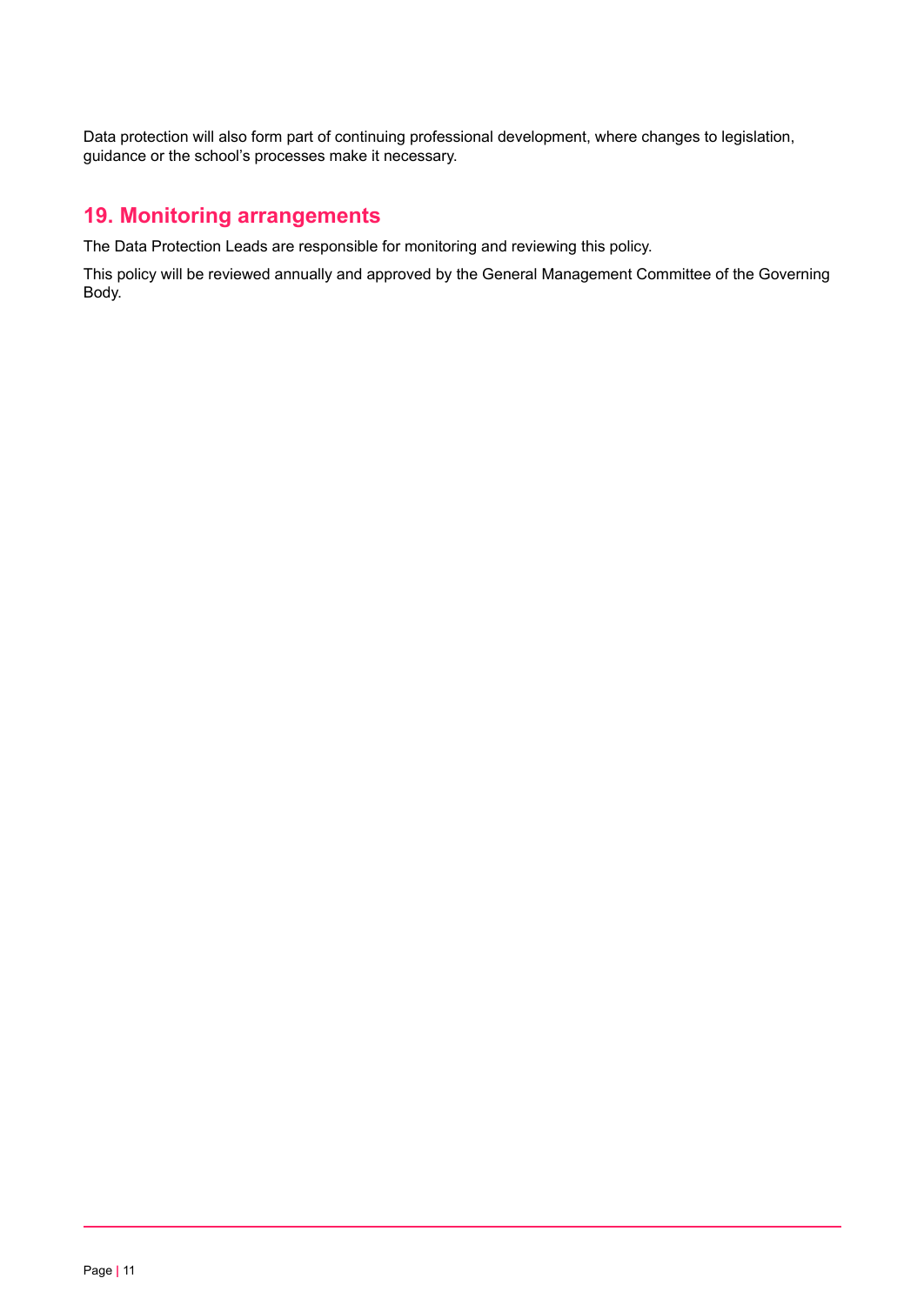Data protection will also form part of continuing professional development, where changes to legislation, guidance or the school's processes make it necessary.

## 19. Monitoring arrangements

The Data Protection Leads are responsible for monitoring and reviewing this policy.

This policy will be reviewed annually and approved by the General Management Committee of the Governing Body.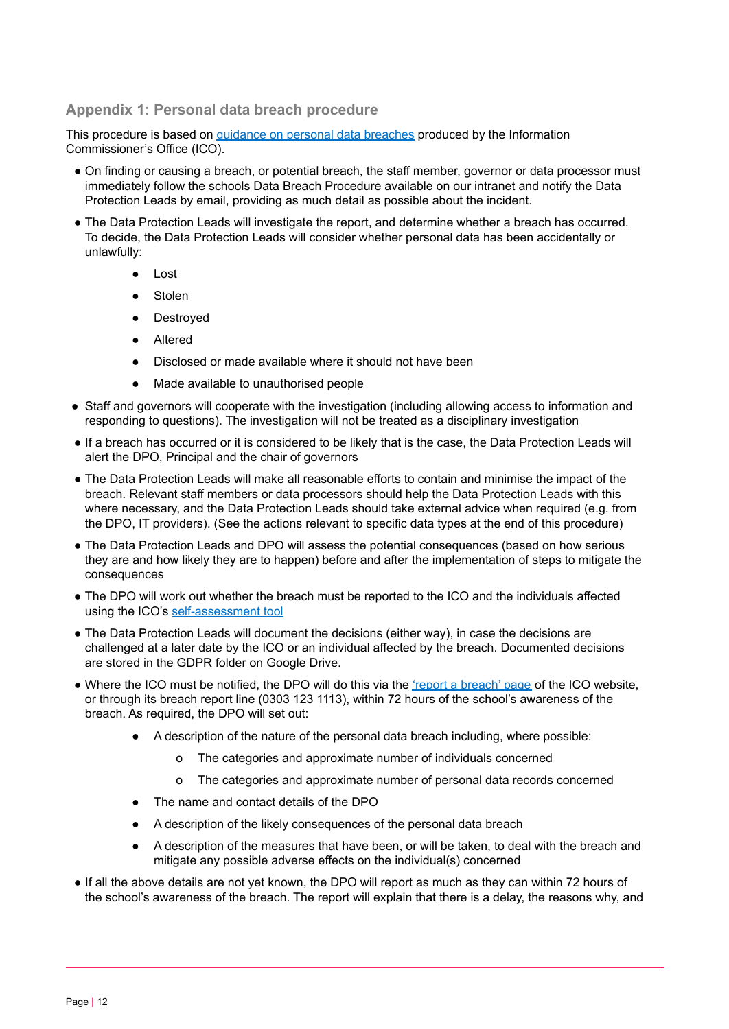## Appendix 1: Personal data breach procedure

This procedure is based on [guidance on personal data breaches](#) produced by the Information Commissioner's Office (ICO).

- On finding or causing a breach, or potential breach, the staff member, governor or data processor must immediately follow the schools Data Breach Procedure available on our intranet and notify the Data Protection Leads by email, providing as much detail as possible about the incident.
- The Data Protection Leads will investigate the report, and determine whether a breach has occurred. To decide, the Data Protection Leads will consider whether personal data has been accidentally or unlawfully:
    - Lost
    - Stolen
    - Destroyed
    - Altered
    - Disclosed or made available where it should not have been
    - Made available to unauthorised people
- Staff and governors will cooperate with the investigation (including allowing access to information and responding to questions). The investigation will not be treated as a disciplinary investigation
- If a breach has occurred or it is considered to be likely that is the case, the Data Protection Leads will alert the DPO, Principal and the chair of governors
- The Data Protection Leads will make all reasonable efforts to contain and minimise the impact of the breach. Relevant staff members or data processors should help the Data Protection Leads with this where necessary, and the Data Protection Leads should take external advice when required (e.g. from the DPO, IT providers). (See the actions relevant to specific data types at the end of this procedure)
- The Data Protection Leads and DPO will assess the potential consequences (based on how serious they are and how likely they are to happen) before and after the implementation of steps to mitigate the consequences
- The DPO will work out whether the breach must be reported to the ICO and the individuals affected using the ICO's [self-assessment tool](#)
- The Data Protection Leads will document the decisions (either way), in case the decisions are challenged at a later date by the ICO or an individual affected by the breach. Documented decisions are stored in the GDPR folder on Google Drive.
- Where the ICO must be notified, the DPO will do this via the ['report a breach' page](#) of the ICO website, or through its breach report line (0303 123 1113), within 72 hours of the school's awareness of the breach. As required, the DPO will set out:
    - A description of the nature of the personal data breach including, where possible:
        - The categories and approximate number of individuals concerned
        - The categories and approximate number of personal data records concerned
    - The name and contact details of the DPO
    - A description of the likely consequences of the personal data breach
    - A description of the measures that have been, or will be taken, to deal with the breach and mitigate any possible adverse effects on the individual(s) concerned
- If all the above details are not yet known, the DPO will report as much as they can within 72 hours of the school's awareness of the breach. The report will explain that there is a delay, the reasons why, and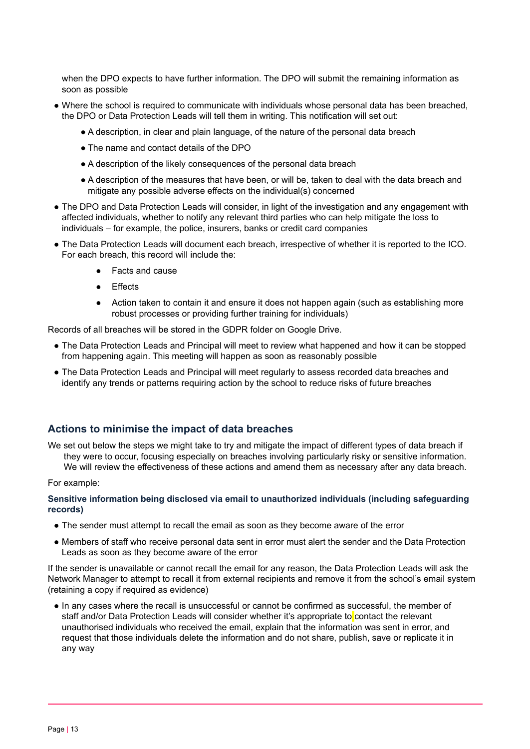when the DPO expects to have further information. The DPO will submit the remaining information as soon as possible

- Where the school is required to communicate with individuals whose personal data has been breached, the DPO or Data Protection Leads will tell them in writing. This notification will set out:
  - A description, in clear and plain language, of the nature of the personal data breach
  - The name and contact details of the DPO
  - A description of the likely consequences of the personal data breach
  - A description of the measures that have been, or will be, taken to deal with the data breach and mitigate any possible adverse effects on the individual(s) concerned
- The DPO and Data Protection Leads will consider, in light of the investigation and any engagement with affected individuals, whether to notify any relevant third parties who can help mitigate the loss to individuals – for example, the police, insurers, banks or credit card companies
- The Data Protection Leads will document each breach, irrespective of whether it is reported to the ICO. For each breach, this record will include the:
  - Facts and cause
  - Effects
  - Action taken to contain it and ensure it does not happen again (such as establishing more robust processes or providing further training for individuals)

Records of all breaches will be stored in the GDPR folder on Google Drive.

- The Data Protection Leads and Principal will meet to review what happened and how it can be stopped from happening again. This meeting will happen as soon as reasonably possible
- The Data Protection Leads and Principal will meet regularly to assess recorded data breaches and identify any trends or patterns requiring action by the school to reduce risks of future breaches

## Actions to minimise the impact of data breaches

We set out below the steps we might take to try and mitigate the impact of different types of data breach if they were to occur, focusing especially on breaches involving particularly risky or sensitive information. We will review the effectiveness of these actions and amend them as necessary after any data breach.

For example:

### Sensitive information being disclosed via email to unauthorized individuals (including safeguarding records)

- The sender must attempt to recall the email as soon as they become aware of the error
- Members of staff who receive personal data sent in error must alert the sender and the Data Protection Leads as soon as they become aware of the error

If the sender is unavailable or cannot recall the email for any reason, the Data Protection Leads will ask the Network Manager to attempt to recall it from external recipients and remove it from the school's email system (retaining a copy if required as evidence)

- In any cases where the recall is unsuccessful or cannot be confirmed as successful, the member of staff and/or Data Protection Leads will consider whether it's appropriate to contact the relevant unauthorised individuals who received the email, explain that the information was sent in error, and request that those individuals delete the information and do not share, publish, save or replicate it in any way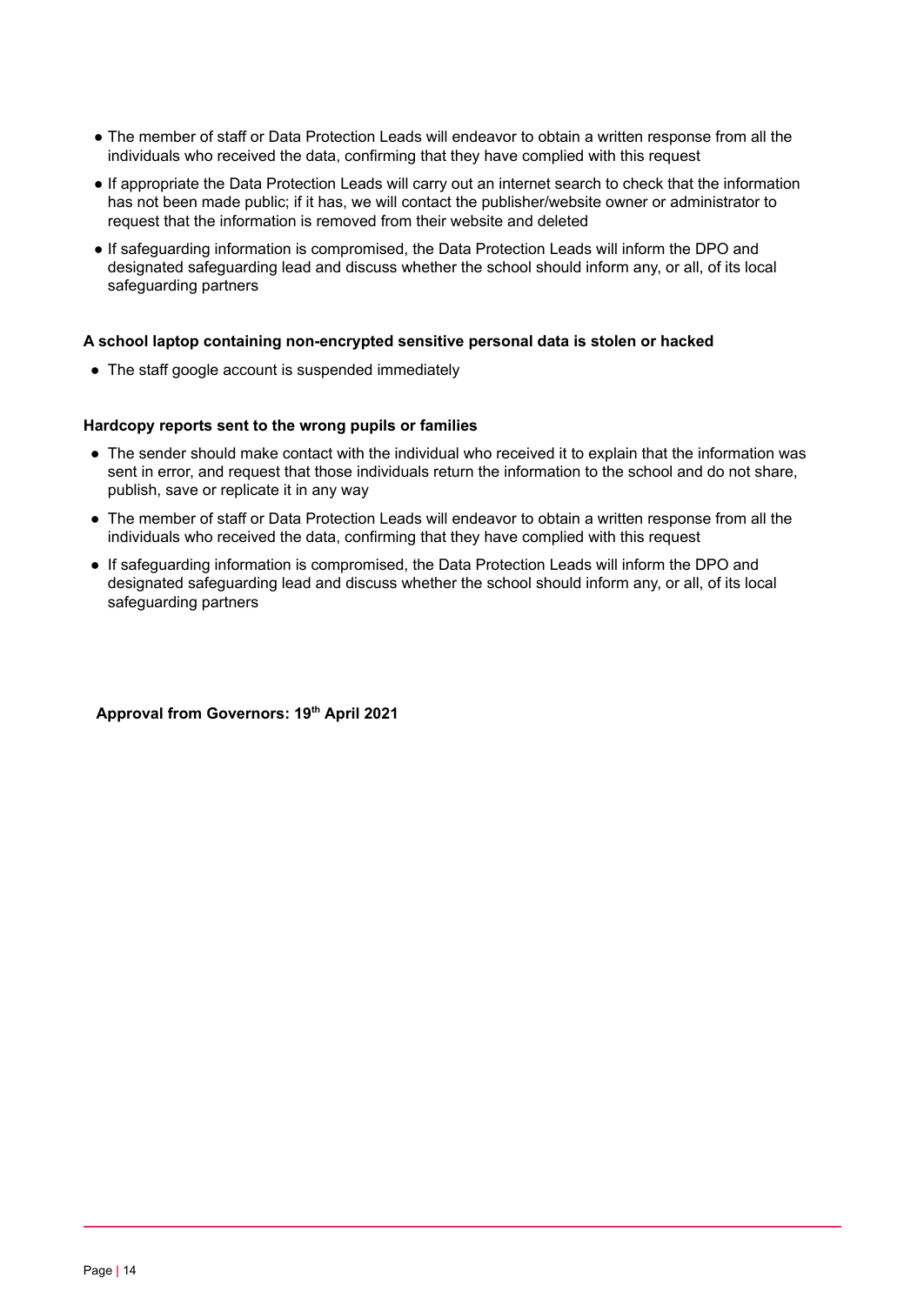- The member of staff or Data Protection Leads will endeavor to obtain a written response from all the individuals who received the data, confirming that they have complied with this request
- If appropriate the Data Protection Leads will carry out an internet search to check that the information has not been made public; if it has, we will contact the publisher/website owner or administrator to request that the information is removed from their website and deleted
- If safeguarding information is compromised, the Data Protection Leads will inform the DPO and designated safeguarding lead and discuss whether the school should inform any, or all, of its local safeguarding partners

**A school laptop containing non-encrypted sensitive personal data is stolen or hacked**

- The staff google account is suspended immediately

**Hardcopy reports sent to the wrong pupils or families**

- The sender should make contact with the individual who received it to explain that the information was sent in error, and request that those individuals return the information to the school and do not share, publish, save or replicate it in any way
- The member of staff or Data Protection Leads will endeavor to obtain a written response from all the individuals who received the data, confirming that they have complied with this request
- If safeguarding information is compromised, the Data Protection Leads will inform the DPO and designated safeguarding lead and discuss whether the school should inform any, or all, of its local safeguarding partners

**Approval from Governors: 19th April 2021**